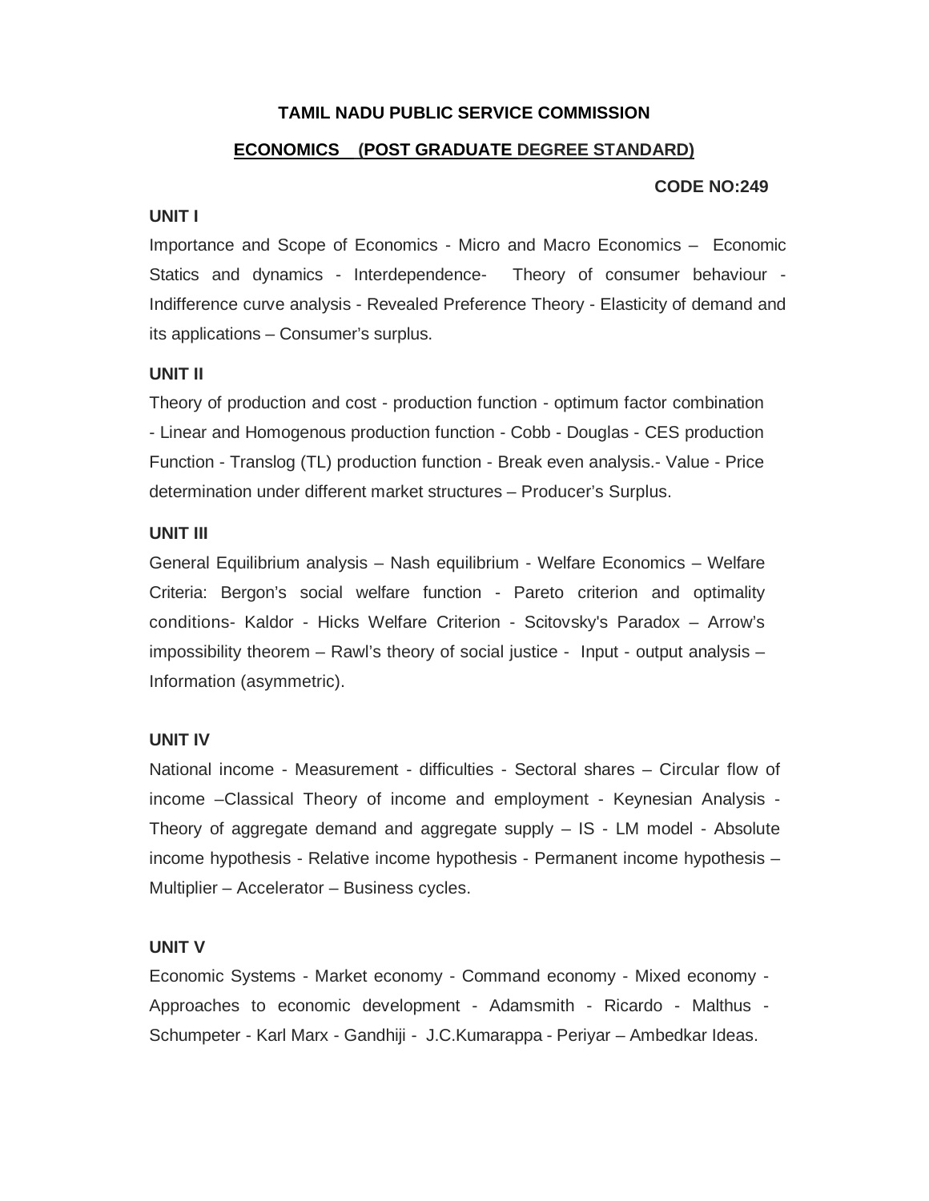# TAMIL NADU PUBLIC SERVICE COMMISSION

## ECONOMICS _ (POST GRADUATE DEGREE STANDARD)

**CODE NO:249**

### UNIT I

Importance and Scope of Economics - Micro and Macro Economics – Economic Statics and dynamics - Interdependence- Theory of consumer behaviour - Indifference curve analysis - Revealed Preference Theory - Elasticity of demand and its applications – Consumer's surplus.

### UNIT II

Theory of production and cost - production function - optimum factor combination - Linear and Homogenous production function - Cobb - Douglas - CES production Function - Translog (TL) production function - Break even analysis.- Value - Price determination under different market structures – Producer's Surplus.

### UNIT III

General Equilibrium analysis – Nash equilibrium - Welfare Economics – Welfare Criteria: Bergon's social welfare function - Pareto criterion and optimality conditions- Kaldor - Hicks Welfare Criterion - Scitovsky's Paradox – Arrow's impossibility theorem – Rawl's theory of social justice - Input - output analysis – Information (asymmetric).

### UNIT IV

National income - Measurement - difficulties - Sectoral shares – Circular flow of income –Classical Theory of income and employment - Keynesian Analysis - Theory of aggregate demand and aggregate supply – IS - LM model - Absolute income hypothesis - Relative income hypothesis - Permanent income hypothesis – Multiplier – Accelerator – Business cycles.

### UNIT V

Economic Systems - Market economy - Command economy - Mixed economy - Approaches to economic development - Adamsmith - Ricardo - Malthus - Schumpeter - Karl Marx - Gandhiji - J.C.Kumarappa - Periyar – Ambedkar Ideas.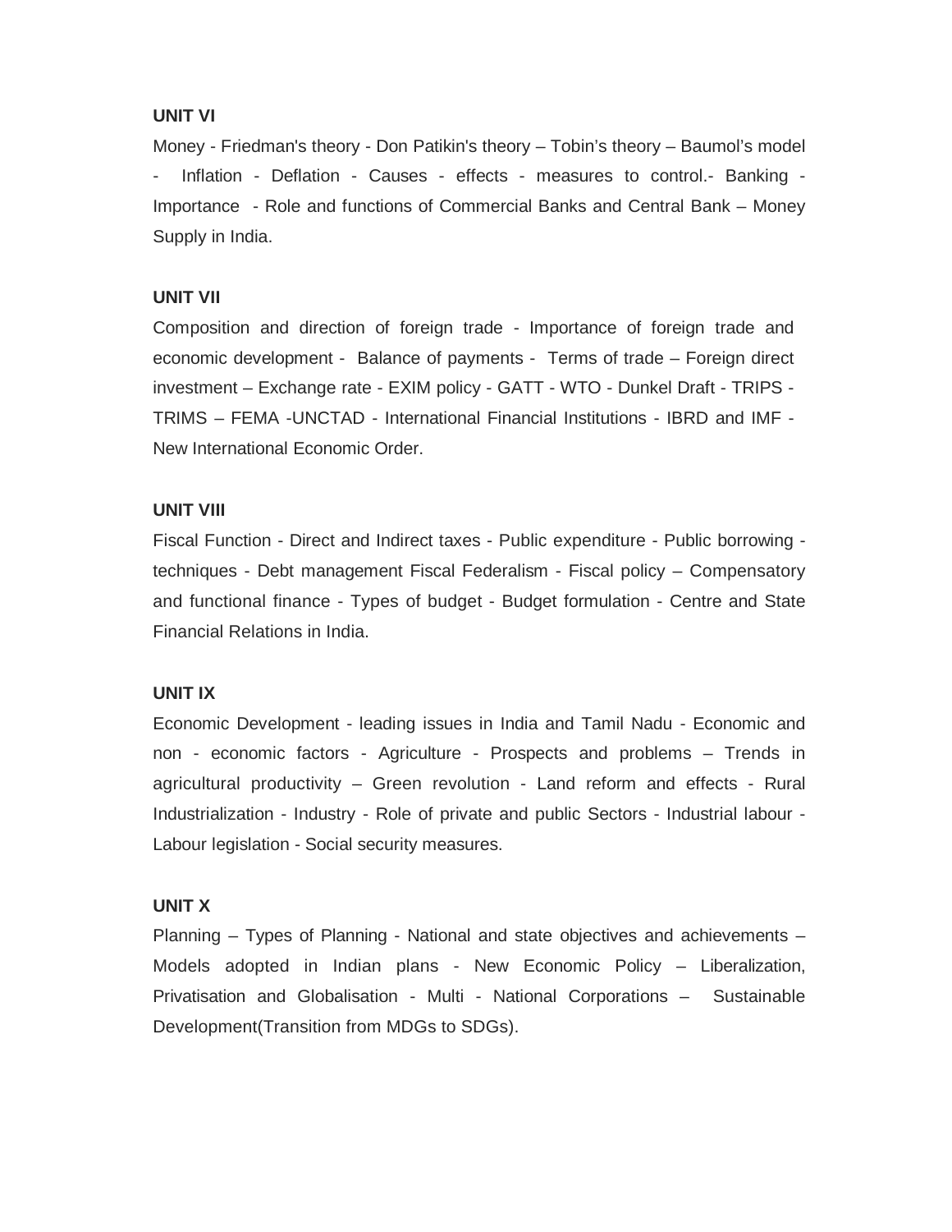**UNIT VI**

Money - Friedman's theory - Don Patikin's theory – Tobin's theory – Baumol's model - Inflation - Deflation - Causes - effects - measures to control.- Banking - Importance - Role and functions of Commercial Banks and Central Bank – Money Supply in India.

**UNIT VII**

Composition and direction of foreign trade - Importance of foreign trade and economic development - Balance of payments - Terms of trade – Foreign direct investment – Exchange rate - EXIM policy - GATT - WTO - Dunkel Draft - TRIPS - TRIMS – FEMA -UNCTAD - International Financial Institutions - IBRD and IMF - New International Economic Order.

**UNIT VIII**

Fiscal Function - Direct and Indirect taxes - Public expenditure - Public borrowing - techniques - Debt management Fiscal Federalism - Fiscal policy – Compensatory and functional finance - Types of budget - Budget formulation - Centre and State Financial Relations in India.

**UNIT IX**

Economic Development - leading issues in India and Tamil Nadu - Economic and non - economic factors - Agriculture - Prospects and problems – Trends in agricultural productivity – Green revolution - Land reform and effects - Rural Industrialization - Industry - Role of private and public Sectors - Industrial labour - Labour legislation - Social security measures.

**UNIT X**

Planning – Types of Planning - National and state objectives and achievements – Models adopted in Indian plans - New Economic Policy – Liberalization, Privatisation and Globalisation - Multi - National Corporations – Sustainable Development(Transition from MDGs to SDGs).